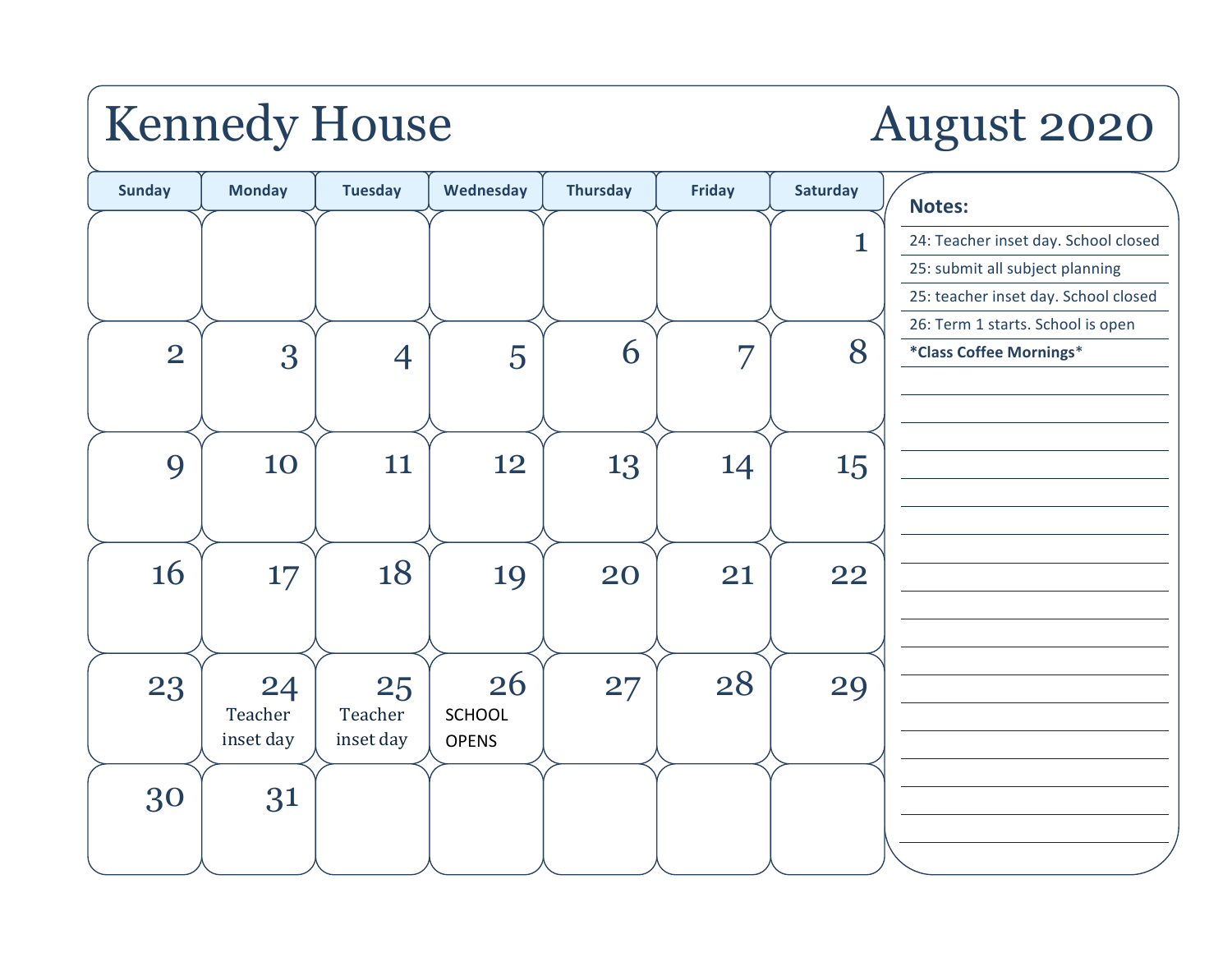# Kennedy House

## August 2020

| Sunday | Monday | Tuesday | Wednesday | Thursday | Friday | Saturday |
|---|---|---|---|---|---|---|
| | | | | | | 1 |
| 2 | 3 | 4 | 5 | 6 | 7 | 8 |
| 9 | 10 | 11 | 12 | 13 | 14 | 15 |
| 16 | 17 | 18 | 19 | 20 | 21 | 22 |
| 23 | 24 Teacher inset day | 25 Teacher inset day | 26 SCHOOL OPENS | 27 | 28 | 29 |
| 30 | 31 | | | | | |

**Notes:**

- 24: Teacher inset day. School closed
- 25: submit all subject planning
- 25: teacher inset day. School closed
- 26: Term 1 starts. School is open
- **\*Class Coffee Mornings\***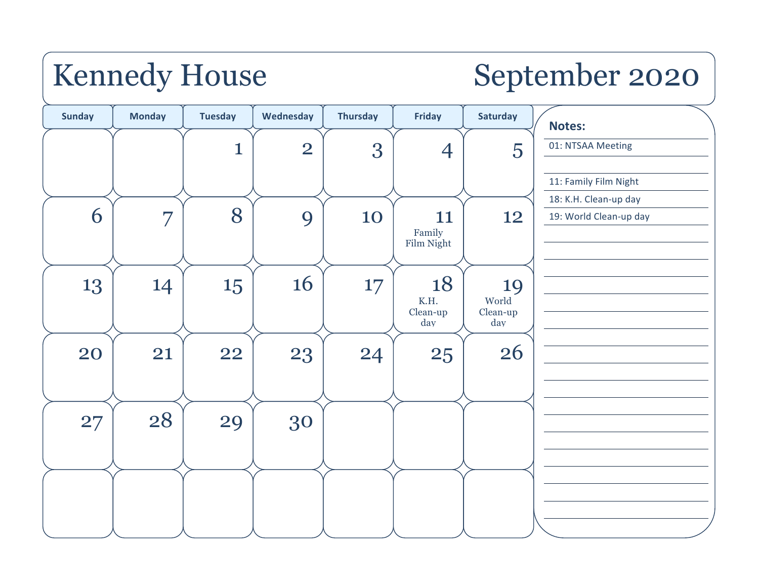# Kennedy House

# September 2020

| Sunday | Monday | Tuesday | Wednesday | Thursday | Friday | Saturday |
|---|---|---|---|---|---|---|
| | | 1 | 2 | 3 | 4 | 5 |
| 6 | 7 | 8 | 9 | 10 | 11 Family Film Night | 12 |
| 13 | 14 | 15 | 16 | 17 | 18 K.H. Clean-up day | 19 World Clean-up day |
| 20 | 21 | 22 | 23 | 24 | 25 | 26 |
| 27 | 28 | 29 | 30 | | | |
| | | | | | | |

**Notes:**

01: NTSAA Meeting

11: Family Film Night

18: K.H. Clean-up day

19: World Clean-up day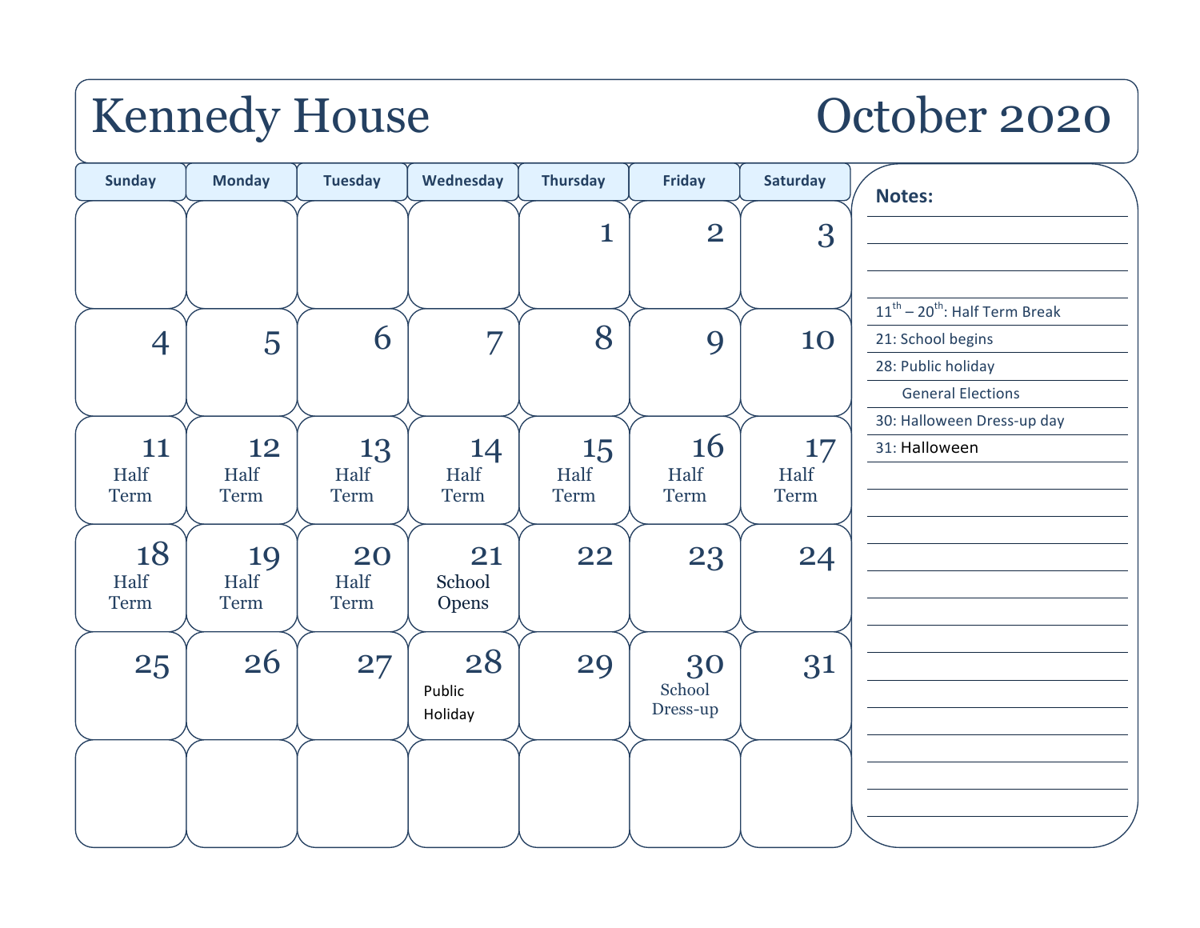# Kennedy House

## October 2020

| Sunday | Monday | Tuesday | Wednesday | Thursday | Friday | Saturday |
|---|---|---|---|---|---|---|
| | | | | 1 | 2 | 3 |
| 4 | 5 | 6 | 7 | 8 | 9 | 10 |
| 11 Half Term | 12 Half Term | 13 Half Term | 14 Half Term | 15 Half Term | 16 Half Term | 17 Half Term |
| 18 Half Term | 19 Half Term | 20 Half Term | 21 School Opens | 22 | 23 | 24 |
| 25 | 26 | 27 | 28 Public Holiday | 29 | 30 School Dress-up | 31 |
| | | | | | | |

**Notes:**

11th – 20th: Half Term Break

21: School begins

28: Public holiday
General Elections

30: Halloween Dress-up day

31: Halloween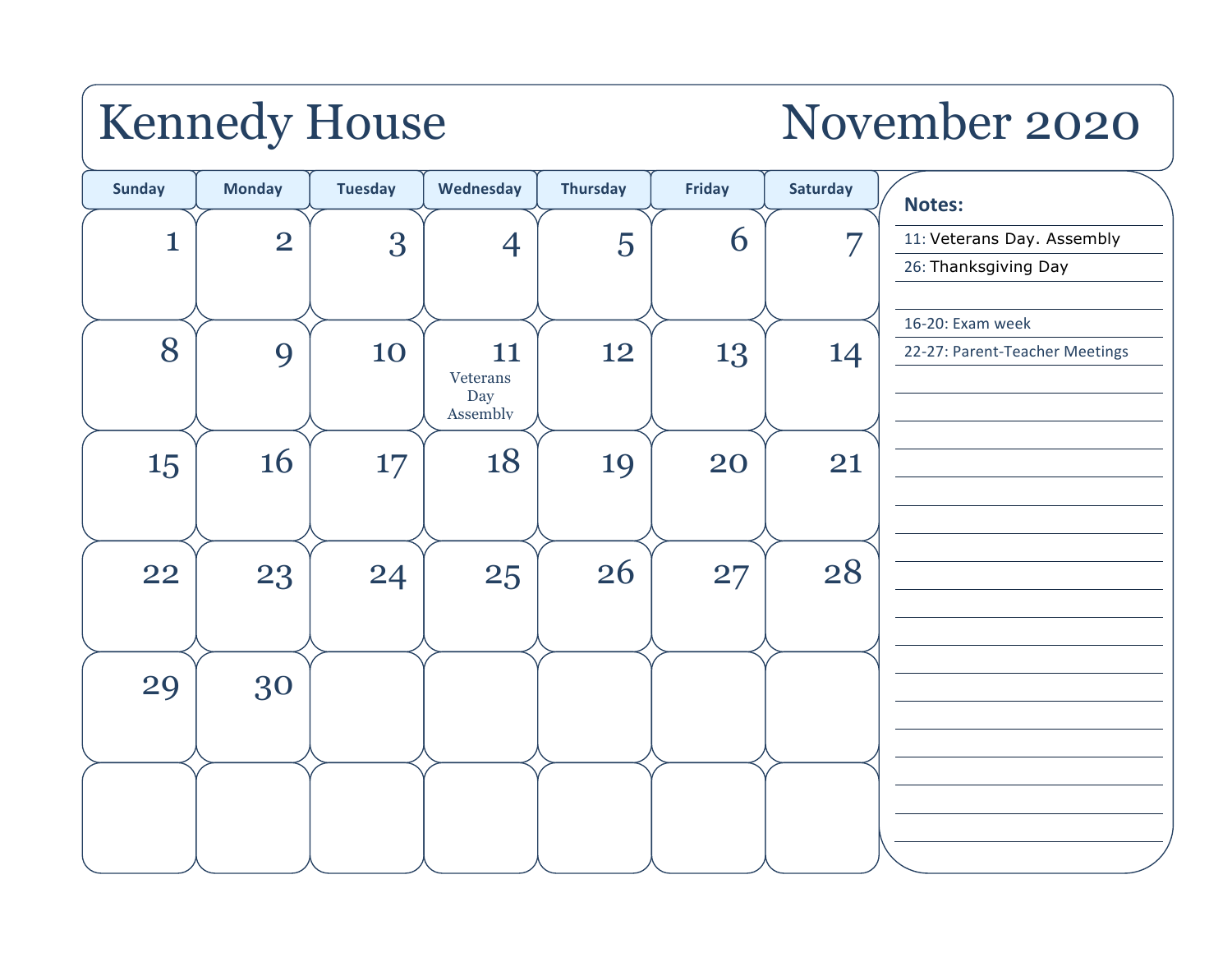# Kennedy House — November 2020

| Sunday | Monday | Tuesday | Wednesday | Thursday | Friday | Saturday |
|---|---|---|---|---|---|---|
| 1 | 2 | 3 | 4 | 5 | 6 | 7 |
| 8 | 9 | 10 | 11 Veterans Day Assembly | 12 | 13 | 14 |
| 15 | 16 | 17 | 18 | 19 | 20 | 21 |
| 22 | 23 | 24 | 25 | 26 | 27 | 28 |
| 29 | 30 | | | | | |
| | | | | | | |

**Notes:**

11: Veterans Day. Assembly

26: Thanksgiving Day

16-20: Exam week

22-27: Parent-Teacher Meetings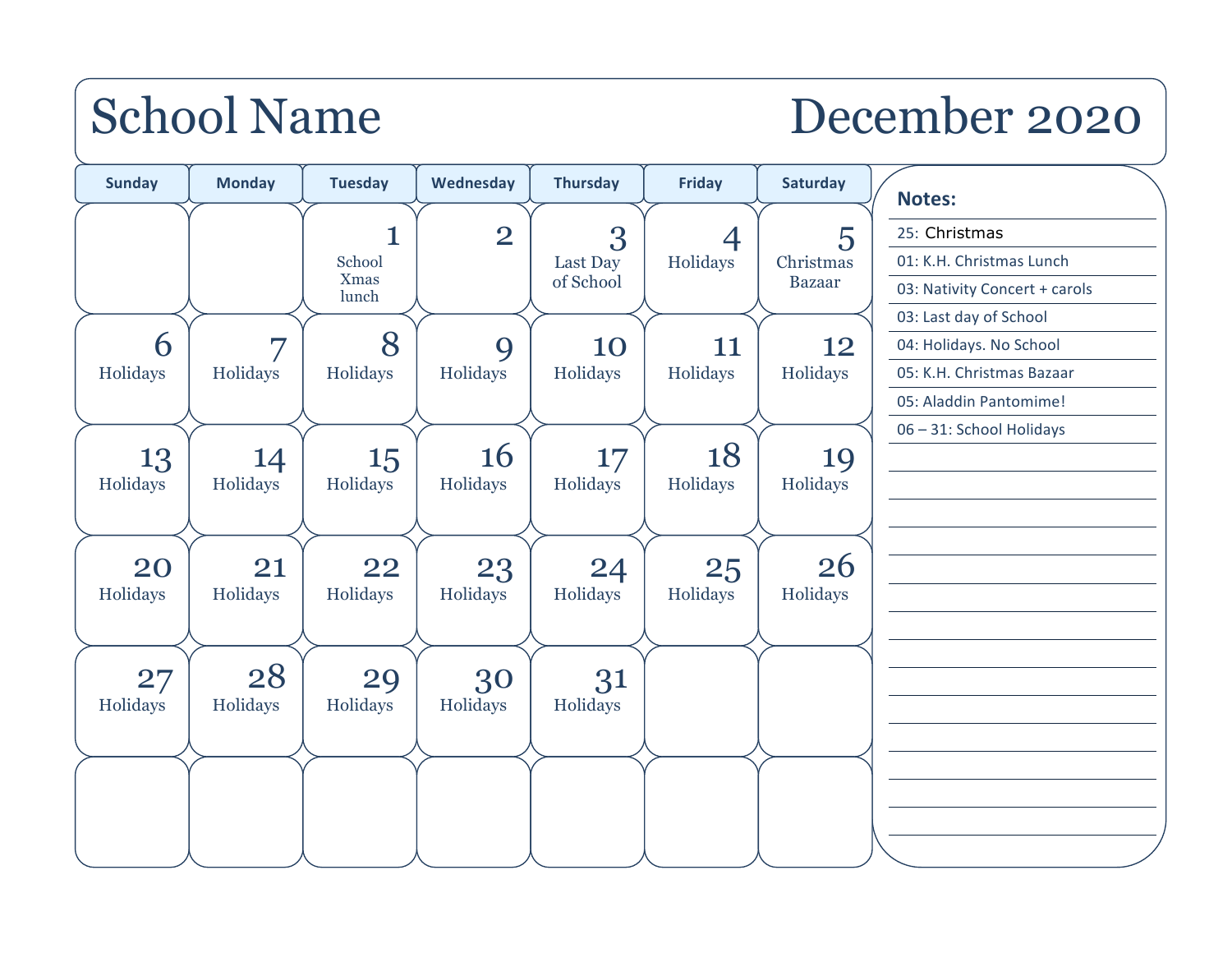# School Name

# December 2020

| Sunday | Monday | Tuesday | Wednesday | Thursday | Friday | Saturday |
|---|---|---|---|---|---|---|
| | | 1 School Xmas lunch | 2 | 3 Last Day of School | 4 Holidays | 5 Christmas Bazaar |
| 6 Holidays | 7 Holidays | 8 Holidays | 9 Holidays | 10 Holidays | 11 Holidays | 12 Holidays |
| 13 Holidays | 14 Holidays | 15 Holidays | 16 Holidays | 17 Holidays | 18 Holidays | 19 Holidays |
| 20 Holidays | 21 Holidays | 22 Holidays | 23 Holidays | 24 Holidays | 25 Holidays | 26 Holidays |
| 27 Holidays | 28 Holidays | 29 Holidays | 30 Holidays | 31 Holidays | | |
| | | | | | | |

**Notes:**

25: Christmas

01: K.H. Christmas Lunch

03: Nativity Concert + carols

03: Last day of School

04: Holidays. No School

05: K.H. Christmas Bazaar

05: Aladdin Pantomime!

06 – 31: School Holidays